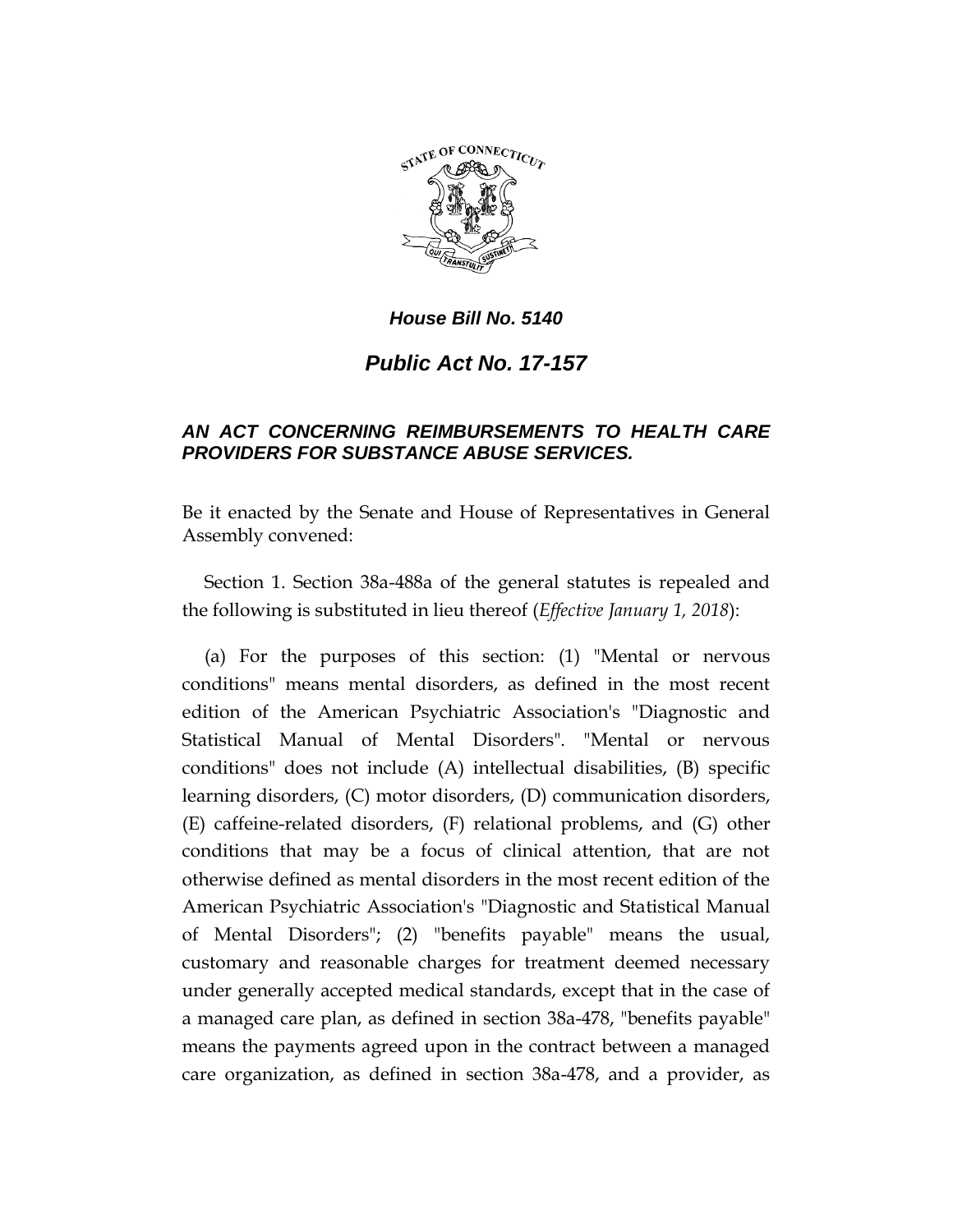# House Bill No. 5140

## Public Act No. 17-157

### AN ACT CONCERNING REIMBURSEMENTS TO HEALTH CARE PROVIDERS FOR SUBSTANCE ABUSE SERVICES.

Be it enacted by the Senate and House of Representatives in General Assembly convened:

Section 1. Section 38a-488a of the general statutes is repealed and the following is substituted in lieu thereof (*Effective January 1, 2018*):

(a) For the purposes of this section: (1) "Mental or nervous conditions" means mental disorders, as defined in the most recent edition of the American Psychiatric Association's "Diagnostic and Statistical Manual of Mental Disorders". "Mental or nervous conditions" does not include (A) intellectual disabilities, (B) specific learning disorders, (C) motor disorders, (D) communication disorders, (E) caffeine-related disorders, (F) relational problems, and (G) other conditions that may be a focus of clinical attention, that are not otherwise defined as mental disorders in the most recent edition of the American Psychiatric Association's "Diagnostic and Statistical Manual of Mental Disorders"; (2) "benefits payable" means the usual, customary and reasonable charges for treatment deemed necessary under generally accepted medical standards, except that in the case of a managed care plan, as defined in section 38a-478, "benefits payable" means the payments agreed upon in the contract between a managed care organization, as defined in section 38a-478, and a provider, as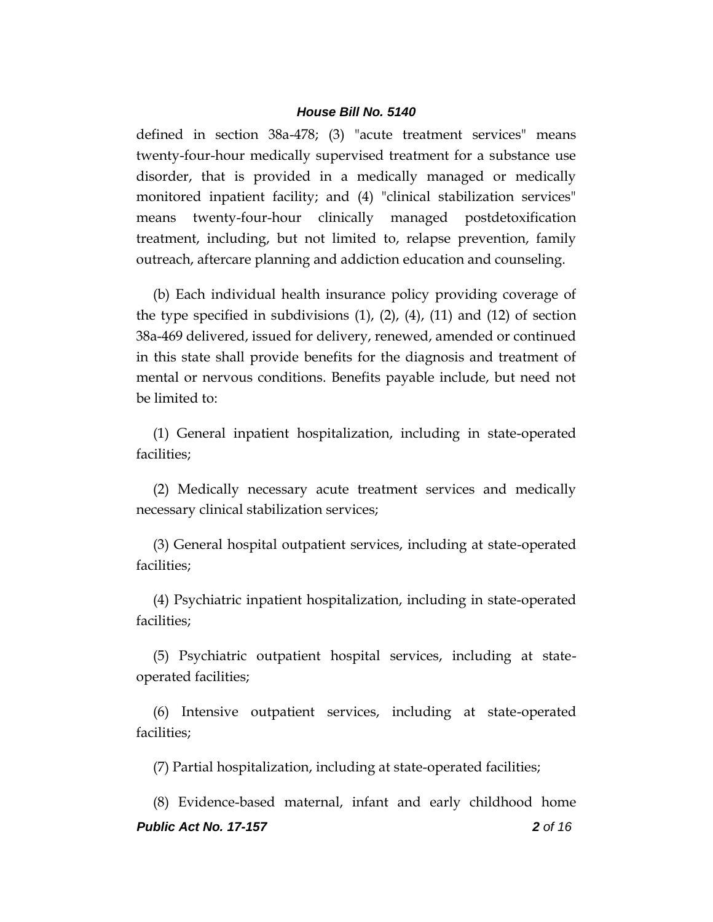defined in section 38a-478; (3) "acute treatment services" means twenty-four-hour medically supervised treatment for a substance use disorder, that is provided in a medically managed or medically monitored inpatient facility; and (4) "clinical stabilization services" means twenty-four-hour clinically managed postdetoxification treatment, including, but not limited to, relapse prevention, family outreach, aftercare planning and addiction education and counseling.

(b) Each individual health insurance policy providing coverage of the type specified in subdivisions (1), (2), (4), (11) and (12) of section 38a-469 delivered, issued for delivery, renewed, amended or continued in this state shall provide benefits for the diagnosis and treatment of mental or nervous conditions. Benefits payable include, but need not be limited to:

(1) General inpatient hospitalization, including in state-operated facilities;

(2) Medically necessary acute treatment services and medically necessary clinical stabilization services;

(3) General hospital outpatient services, including at state-operated facilities;

(4) Psychiatric inpatient hospitalization, including in state-operated facilities;

(5) Psychiatric outpatient hospital services, including at state-operated facilities;

(6) Intensive outpatient services, including at state-operated facilities;

(7) Partial hospitalization, including at state-operated facilities;

(8) Evidence-based maternal, infant and early childhood home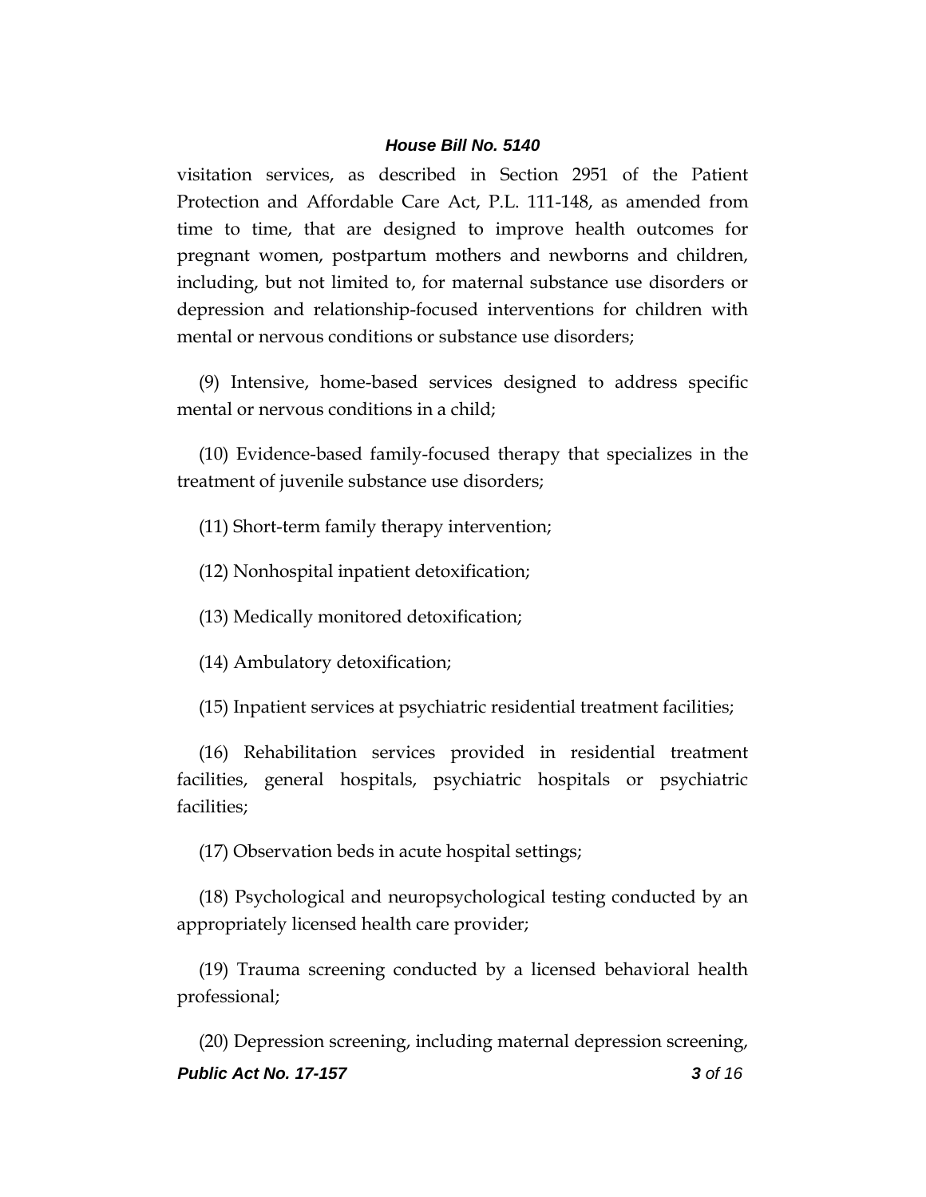visitation services, as described in Section 2951 of the Patient Protection and Affordable Care Act, P.L. 111-148, as amended from time to time, that are designed to improve health outcomes for pregnant women, postpartum mothers and newborns and children, including, but not limited to, for maternal substance use disorders or depression and relationship-focused interventions for children with mental or nervous conditions or substance use disorders;

(9) Intensive, home-based services designed to address specific mental or nervous conditions in a child;

(10) Evidence-based family-focused therapy that specializes in the treatment of juvenile substance use disorders;

(11) Short-term family therapy intervention;

(12) Nonhospital inpatient detoxification;

(13) Medically monitored detoxification;

(14) Ambulatory detoxification;

(15) Inpatient services at psychiatric residential treatment facilities;

(16) Rehabilitation services provided in residential treatment facilities, general hospitals, psychiatric hospitals or psychiatric facilities;

(17) Observation beds in acute hospital settings;

(18) Psychological and neuropsychological testing conducted by an appropriately licensed health care provider;

(19) Trauma screening conducted by a licensed behavioral health professional;

(20) Depression screening, including maternal depression screening,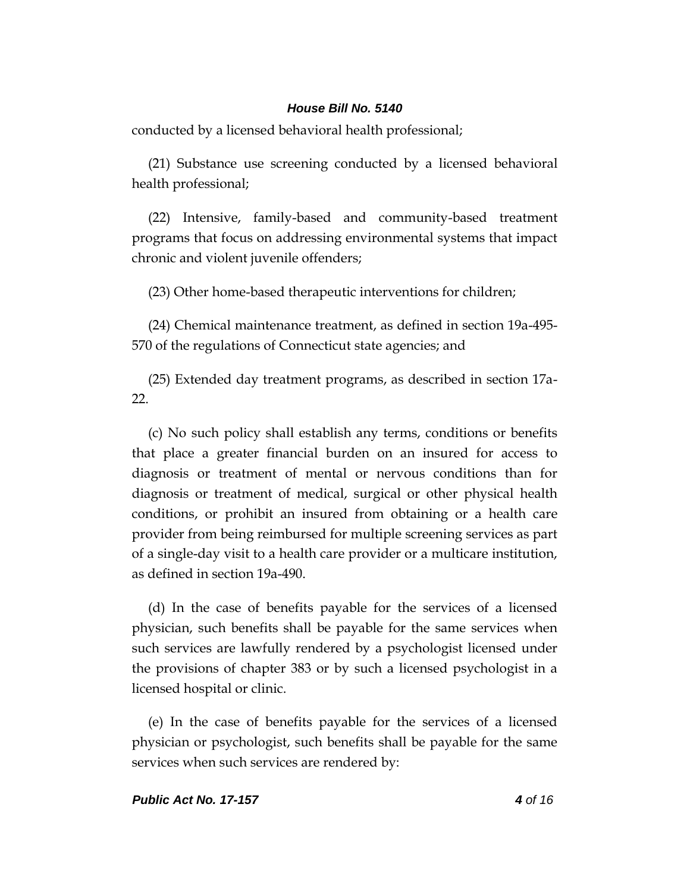conducted by a licensed behavioral health professional;

(21) Substance use screening conducted by a licensed behavioral health professional;

(22) Intensive, family-based and community-based treatment programs that focus on addressing environmental systems that impact chronic and violent juvenile offenders;

(23) Other home-based therapeutic interventions for children;

(24) Chemical maintenance treatment, as defined in section 19a-495-570 of the regulations of Connecticut state agencies; and

(25) Extended day treatment programs, as described in section 17a-22.

(c) No such policy shall establish any terms, conditions or benefits that place a greater financial burden on an insured for access to diagnosis or treatment of mental or nervous conditions than for diagnosis or treatment of medical, surgical or other physical health conditions, or prohibit an insured from obtaining or a health care provider from being reimbursed for multiple screening services as part of a single-day visit to a health care provider or a multicare institution, as defined in section 19a-490.

(d) In the case of benefits payable for the services of a licensed physician, such benefits shall be payable for the same services when such services are lawfully rendered by a psychologist licensed under the provisions of chapter 383 or by such a licensed psychologist in a licensed hospital or clinic.

(e) In the case of benefits payable for the services of a licensed physician or psychologist, such benefits shall be payable for the same services when such services are rendered by: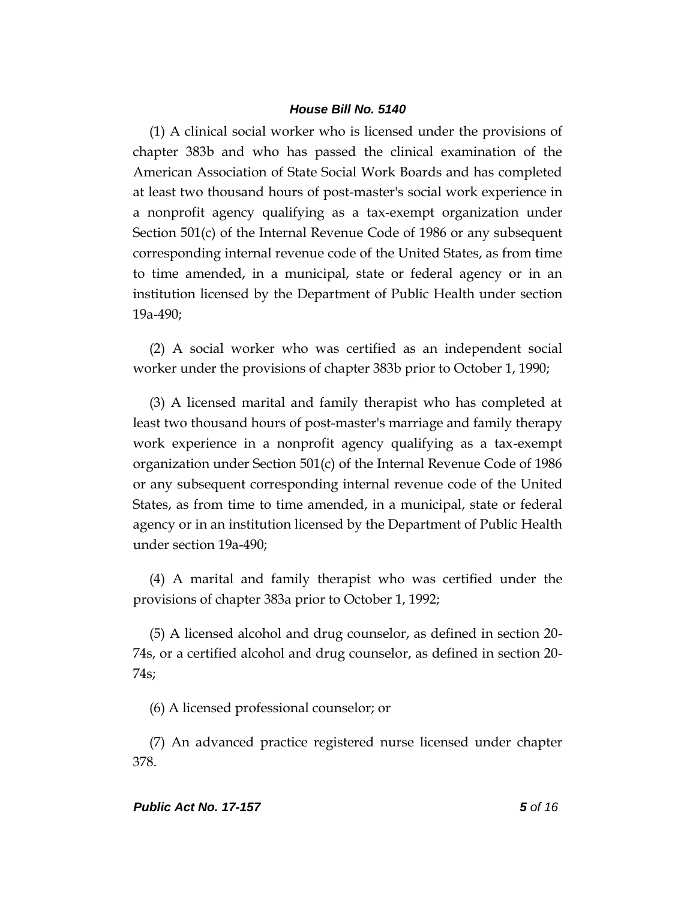(1) A clinical social worker who is licensed under the provisions of chapter 383b and who has passed the clinical examination of the American Association of State Social Work Boards and has completed at least two thousand hours of post-master's social work experience in a nonprofit agency qualifying as a tax-exempt organization under Section 501(c) of the Internal Revenue Code of 1986 or any subsequent corresponding internal revenue code of the United States, as from time to time amended, in a municipal, state or federal agency or in an institution licensed by the Department of Public Health under section 19a-490;

(2) A social worker who was certified as an independent social worker under the provisions of chapter 383b prior to October 1, 1990;

(3) A licensed marital and family therapist who has completed at least two thousand hours of post-master's marriage and family therapy work experience in a nonprofit agency qualifying as a tax-exempt organization under Section 501(c) of the Internal Revenue Code of 1986 or any subsequent corresponding internal revenue code of the United States, as from time to time amended, in a municipal, state or federal agency or in an institution licensed by the Department of Public Health under section 19a-490;

(4) A marital and family therapist who was certified under the provisions of chapter 383a prior to October 1, 1992;

(5) A licensed alcohol and drug counselor, as defined in section 20-74s, or a certified alcohol and drug counselor, as defined in section 20-74s;

(6) A licensed professional counselor; or

(7) An advanced practice registered nurse licensed under chapter 378.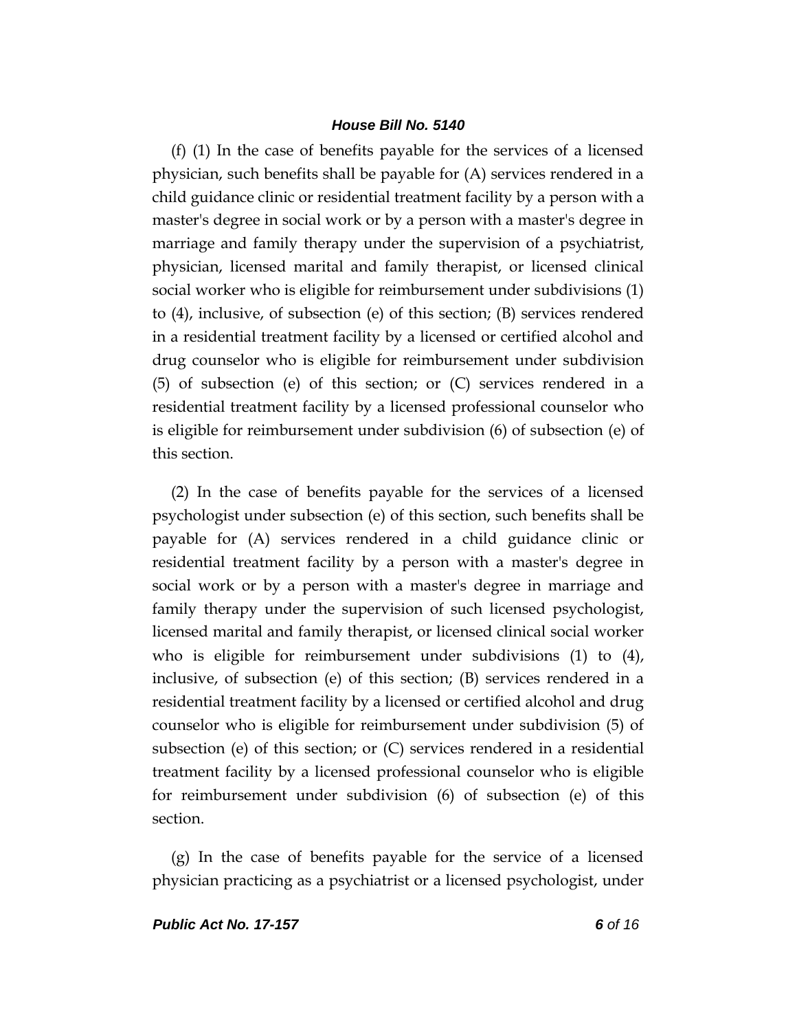(f) (1) In the case of benefits payable for the services of a licensed physician, such benefits shall be payable for (A) services rendered in a child guidance clinic or residential treatment facility by a person with a master's degree in social work or by a person with a master's degree in marriage and family therapy under the supervision of a psychiatrist, physician, licensed marital and family therapist, or licensed clinical social worker who is eligible for reimbursement under subdivisions (1) to (4), inclusive, of subsection (e) of this section; (B) services rendered in a residential treatment facility by a licensed or certified alcohol and drug counselor who is eligible for reimbursement under subdivision (5) of subsection (e) of this section; or (C) services rendered in a residential treatment facility by a licensed professional counselor who is eligible for reimbursement under subdivision (6) of subsection (e) of this section.

(2) In the case of benefits payable for the services of a licensed psychologist under subsection (e) of this section, such benefits shall be payable for (A) services rendered in a child guidance clinic or residential treatment facility by a person with a master's degree in social work or by a person with a master's degree in marriage and family therapy under the supervision of such licensed psychologist, licensed marital and family therapist, or licensed clinical social worker who is eligible for reimbursement under subdivisions (1) to (4), inclusive, of subsection (e) of this section; (B) services rendered in a residential treatment facility by a licensed or certified alcohol and drug counselor who is eligible for reimbursement under subdivision (5) of subsection (e) of this section; or (C) services rendered in a residential treatment facility by a licensed professional counselor who is eligible for reimbursement under subdivision (6) of subsection (e) of this section.

(g) In the case of benefits payable for the service of a licensed physician practicing as a psychiatrist or a licensed psychologist, under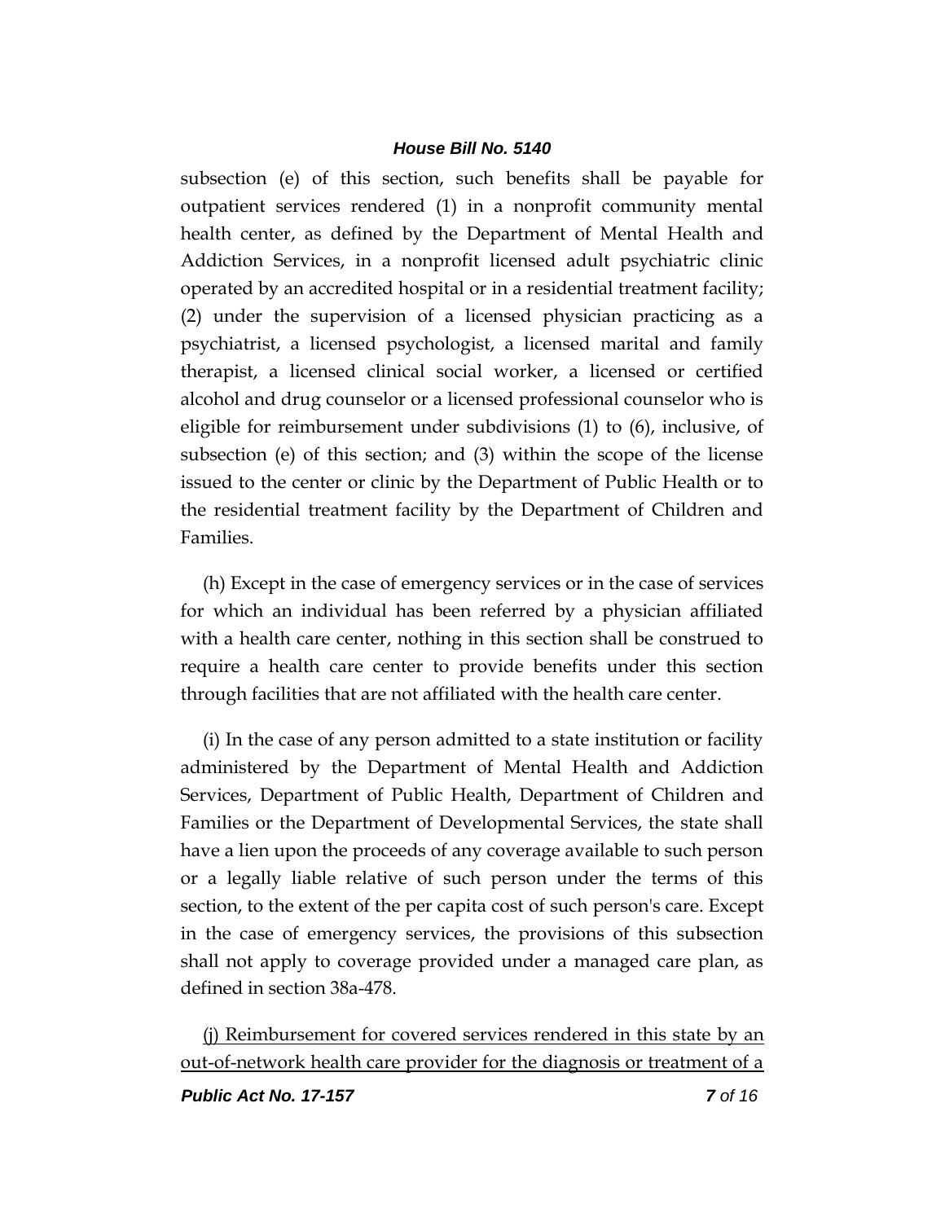subsection (e) of this section, such benefits shall be payable for outpatient services rendered (1) in a nonprofit community mental health center, as defined by the Department of Mental Health and Addiction Services, in a nonprofit licensed adult psychiatric clinic operated by an accredited hospital or in a residential treatment facility; (2) under the supervision of a licensed physician practicing as a psychiatrist, a licensed psychologist, a licensed marital and family therapist, a licensed clinical social worker, a licensed or certified alcohol and drug counselor or a licensed professional counselor who is eligible for reimbursement under subdivisions (1) to (6), inclusive, of subsection (e) of this section; and (3) within the scope of the license issued to the center or clinic by the Department of Public Health or to the residential treatment facility by the Department of Children and Families.

(h) Except in the case of emergency services or in the case of services for which an individual has been referred by a physician affiliated with a health care center, nothing in this section shall be construed to require a health care center to provide benefits under this section through facilities that are not affiliated with the health care center.

(i) In the case of any person admitted to a state institution or facility administered by the Department of Mental Health and Addiction Services, Department of Public Health, Department of Children and Families or the Department of Developmental Services, the state shall have a lien upon the proceeds of any coverage available to such person or a legally liable relative of such person under the terms of this section, to the extent of the per capita cost of such person's care. Except in the case of emergency services, the provisions of this subsection shall not apply to coverage provided under a managed care plan, as defined in section 38a-478.

<u>(j) Reimbursement for covered services rendered in this state by an out-of-network health care provider for the diagnosis or treatment of a</u>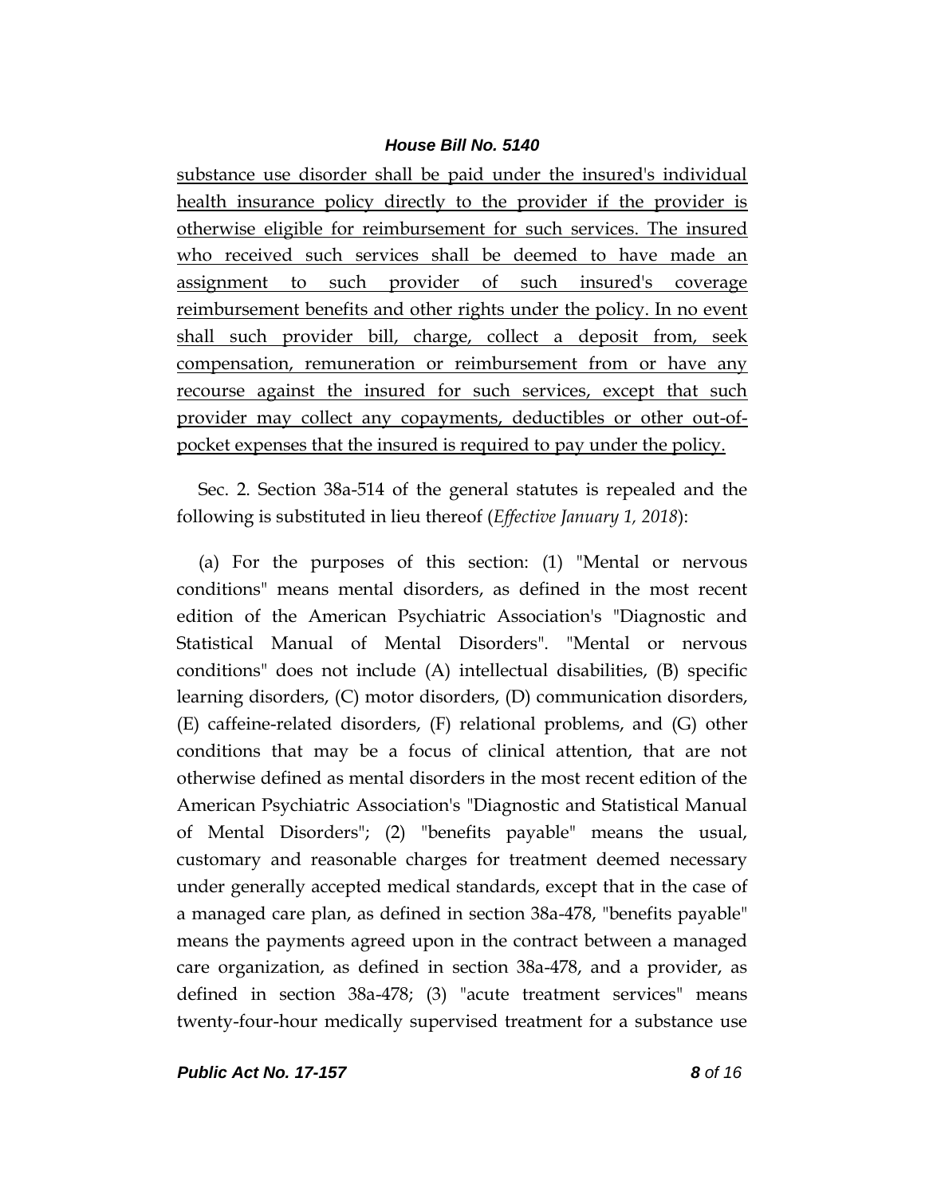substance use disorder shall be paid under the insured's individual health insurance policy directly to the provider if the provider is otherwise eligible for reimbursement for such services. The insured who received such services shall be deemed to have made an assignment to such provider of such insured's coverage reimbursement benefits and other rights under the policy. In no event shall such provider bill, charge, collect a deposit from, seek compensation, remuneration or reimbursement from or have any recourse against the insured for such services, except that such provider may collect any copayments, deductibles or other out-of-pocket expenses that the insured is required to pay under the policy.

Sec. 2. Section 38a-514 of the general statutes is repealed and the following is substituted in lieu thereof (*Effective January 1, 2018*):

(a) For the purposes of this section: (1) "Mental or nervous conditions" means mental disorders, as defined in the most recent edition of the American Psychiatric Association's "Diagnostic and Statistical Manual of Mental Disorders". "Mental or nervous conditions" does not include (A) intellectual disabilities, (B) specific learning disorders, (C) motor disorders, (D) communication disorders, (E) caffeine-related disorders, (F) relational problems, and (G) other conditions that may be a focus of clinical attention, that are not otherwise defined as mental disorders in the most recent edition of the American Psychiatric Association's "Diagnostic and Statistical Manual of Mental Disorders"; (2) "benefits payable" means the usual, customary and reasonable charges for treatment deemed necessary under generally accepted medical standards, except that in the case of a managed care plan, as defined in section 38a-478, "benefits payable" means the payments agreed upon in the contract between a managed care organization, as defined in section 38a-478, and a provider, as defined in section 38a-478; (3) "acute treatment services" means twenty-four-hour medically supervised treatment for a substance use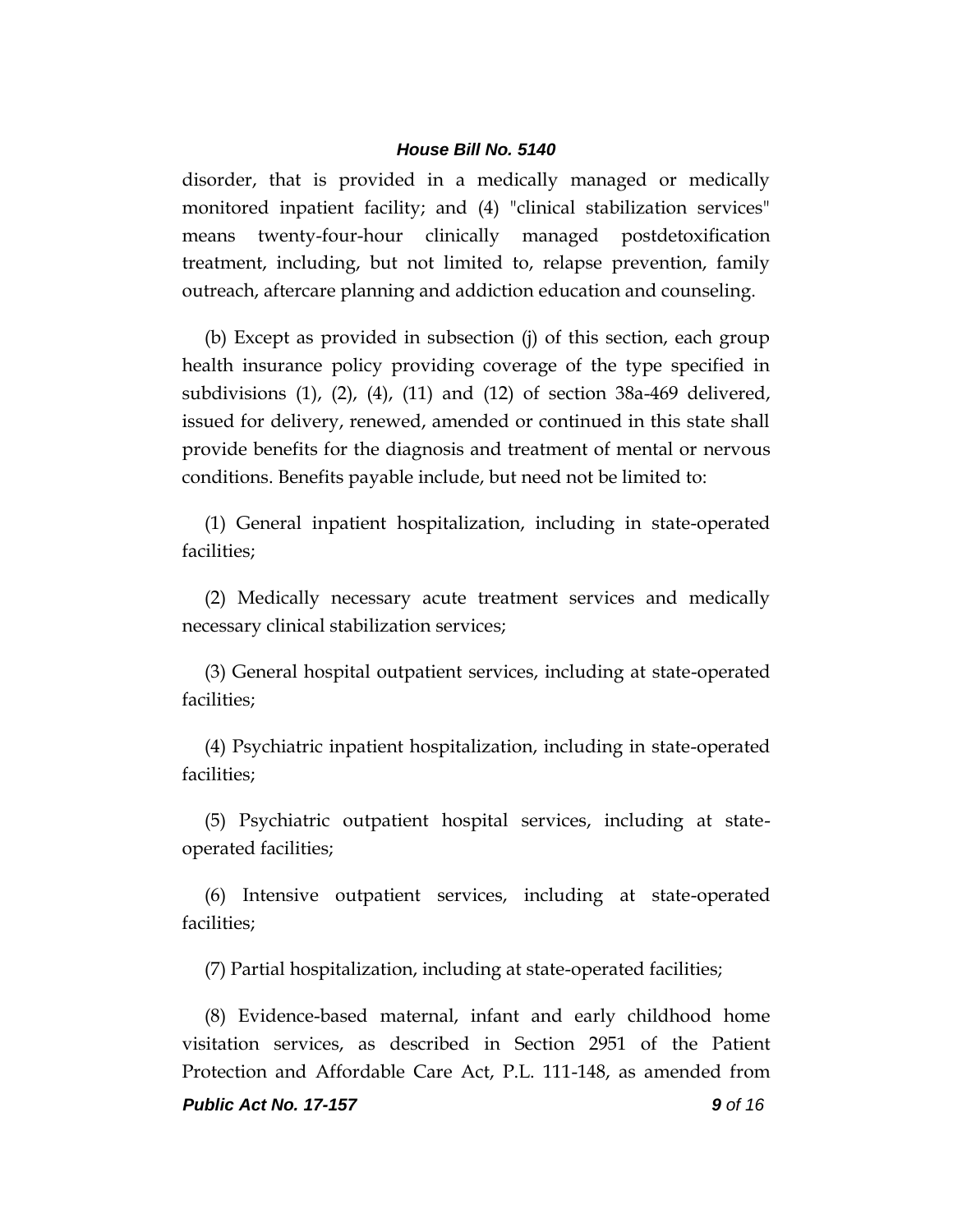disorder, that is provided in a medically managed or medically monitored inpatient facility; and (4) "clinical stabilization services" means twenty-four-hour clinically managed postdetoxification treatment, including, but not limited to, relapse prevention, family outreach, aftercare planning and addiction education and counseling.

(b) Except as provided in subsection (j) of this section, each group health insurance policy providing coverage of the type specified in subdivisions (1), (2), (4), (11) and (12) of section 38a-469 delivered, issued for delivery, renewed, amended or continued in this state shall provide benefits for the diagnosis and treatment of mental or nervous conditions. Benefits payable include, but need not be limited to:

(1) General inpatient hospitalization, including in state-operated facilities;

(2) Medically necessary acute treatment services and medically necessary clinical stabilization services;

(3) General hospital outpatient services, including at state-operated facilities;

(4) Psychiatric inpatient hospitalization, including in state-operated facilities;

(5) Psychiatric outpatient hospital services, including at state-operated facilities;

(6) Intensive outpatient services, including at state-operated facilities;

(7) Partial hospitalization, including at state-operated facilities;

(8) Evidence-based maternal, infant and early childhood home visitation services, as described in Section 2951 of the Patient Protection and Affordable Care Act, P.L. 111-148, as amended from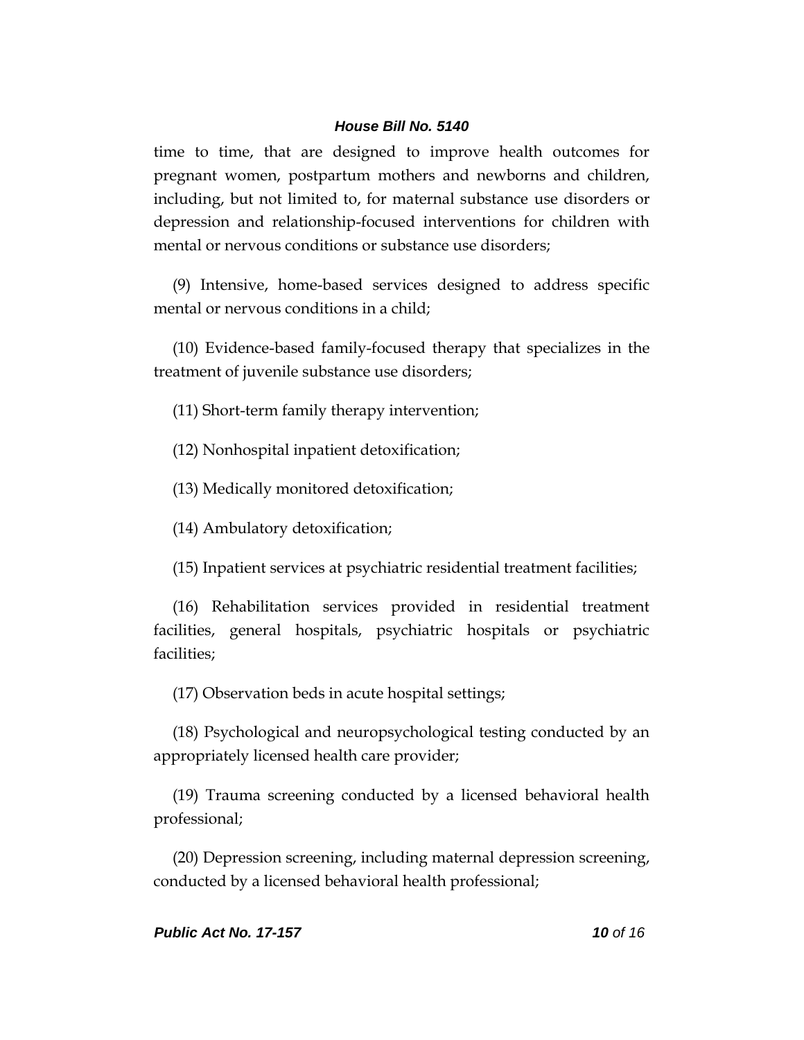time to time, that are designed to improve health outcomes for pregnant women, postpartum mothers and newborns and children, including, but not limited to, for maternal substance use disorders or depression and relationship-focused interventions for children with mental or nervous conditions or substance use disorders;

(9) Intensive, home-based services designed to address specific mental or nervous conditions in a child;

(10) Evidence-based family-focused therapy that specializes in the treatment of juvenile substance use disorders;

(11) Short-term family therapy intervention;

(12) Nonhospital inpatient detoxification;

(13) Medically monitored detoxification;

(14) Ambulatory detoxification;

(15) Inpatient services at psychiatric residential treatment facilities;

(16) Rehabilitation services provided in residential treatment facilities, general hospitals, psychiatric hospitals or psychiatric facilities;

(17) Observation beds in acute hospital settings;

(18) Psychological and neuropsychological testing conducted by an appropriately licensed health care provider;

(19) Trauma screening conducted by a licensed behavioral health professional;

(20) Depression screening, including maternal depression screening, conducted by a licensed behavioral health professional;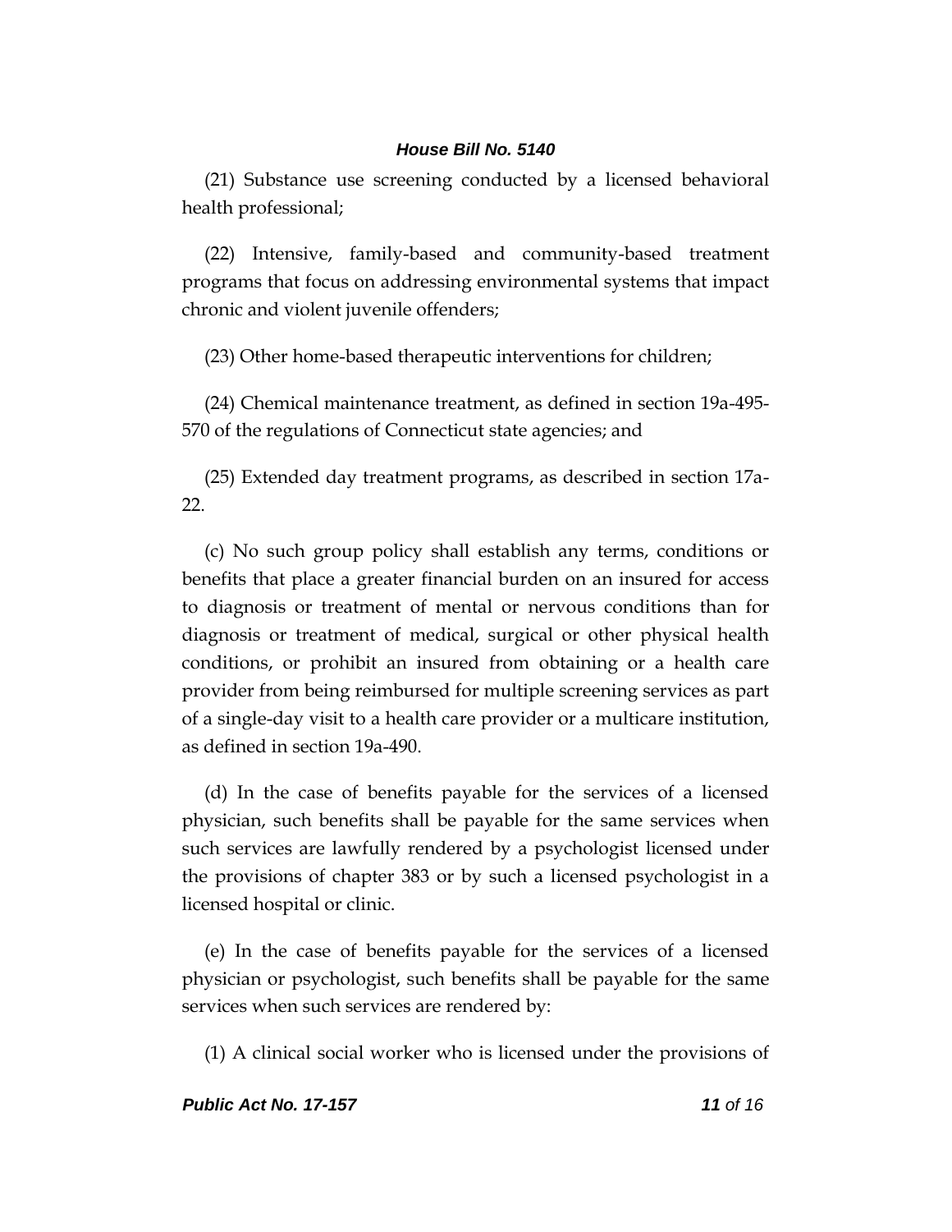(21) Substance use screening conducted by a licensed behavioral health professional;

(22) Intensive, family-based and community-based treatment programs that focus on addressing environmental systems that impact chronic and violent juvenile offenders;

(23) Other home-based therapeutic interventions for children;

(24) Chemical maintenance treatment, as defined in section 19a-495-570 of the regulations of Connecticut state agencies; and

(25) Extended day treatment programs, as described in section 17a-22.

(c) No such group policy shall establish any terms, conditions or benefits that place a greater financial burden on an insured for access to diagnosis or treatment of mental or nervous conditions than for diagnosis or treatment of medical, surgical or other physical health conditions, or prohibit an insured from obtaining or a health care provider from being reimbursed for multiple screening services as part of a single-day visit to a health care provider or a multicare institution, as defined in section 19a-490.

(d) In the case of benefits payable for the services of a licensed physician, such benefits shall be payable for the same services when such services are lawfully rendered by a psychologist licensed under the provisions of chapter 383 or by such a licensed psychologist in a licensed hospital or clinic.

(e) In the case of benefits payable for the services of a licensed physician or psychologist, such benefits shall be payable for the same services when such services are rendered by:

(1) A clinical social worker who is licensed under the provisions of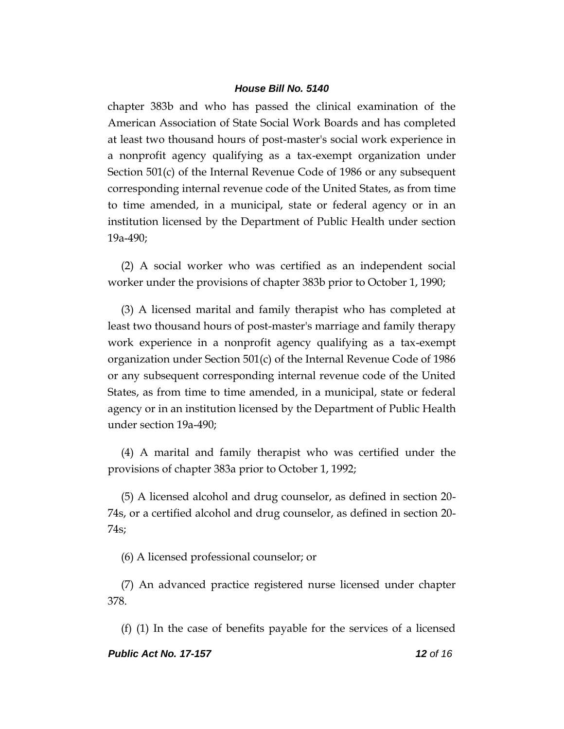chapter 383b and who has passed the clinical examination of the American Association of State Social Work Boards and has completed at least two thousand hours of post-master's social work experience in a nonprofit agency qualifying as a tax-exempt organization under Section 501(c) of the Internal Revenue Code of 1986 or any subsequent corresponding internal revenue code of the United States, as from time to time amended, in a municipal, state or federal agency or in an institution licensed by the Department of Public Health under section 19a-490;

(2) A social worker who was certified as an independent social worker under the provisions of chapter 383b prior to October 1, 1990;

(3) A licensed marital and family therapist who has completed at least two thousand hours of post-master's marriage and family therapy work experience in a nonprofit agency qualifying as a tax-exempt organization under Section 501(c) of the Internal Revenue Code of 1986 or any subsequent corresponding internal revenue code of the United States, as from time to time amended, in a municipal, state or federal agency or in an institution licensed by the Department of Public Health under section 19a-490;

(4) A marital and family therapist who was certified under the provisions of chapter 383a prior to October 1, 1992;

(5) A licensed alcohol and drug counselor, as defined in section 20-74s, or a certified alcohol and drug counselor, as defined in section 20-74s;

(6) A licensed professional counselor; or

(7) An advanced practice registered nurse licensed under chapter 378.

(f) (1) In the case of benefits payable for the services of a licensed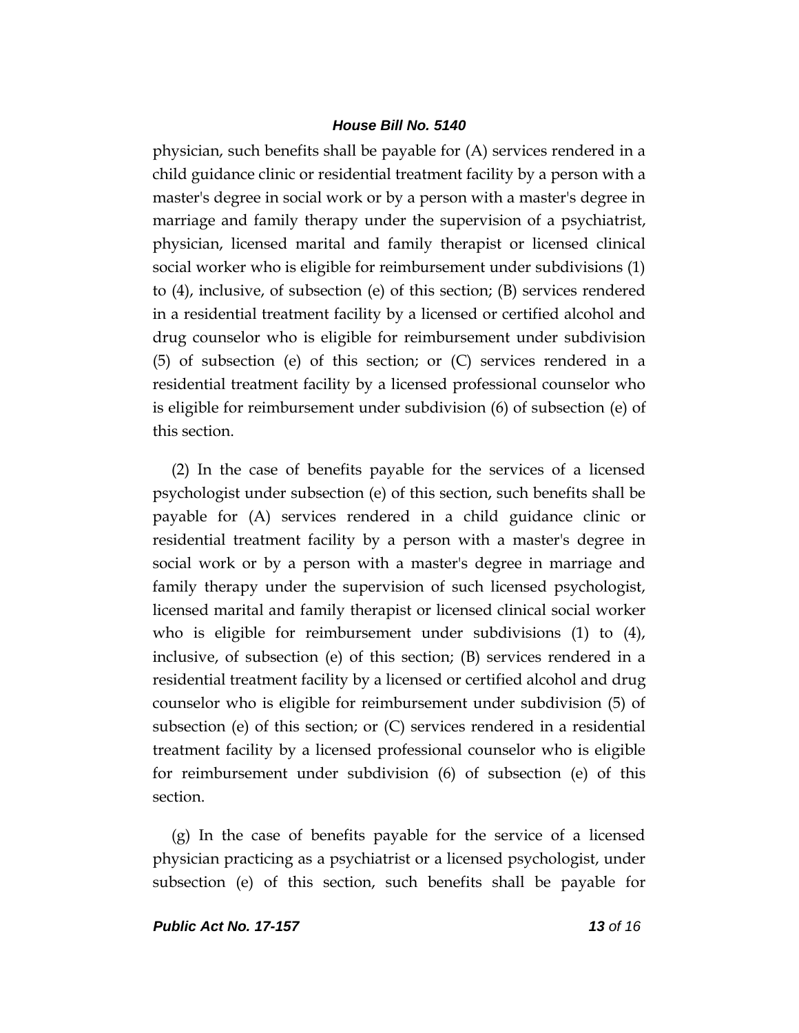physician, such benefits shall be payable for (A) services rendered in a child guidance clinic or residential treatment facility by a person with a master's degree in social work or by a person with a master's degree in marriage and family therapy under the supervision of a psychiatrist, physician, licensed marital and family therapist or licensed clinical social worker who is eligible for reimbursement under subdivisions (1) to (4), inclusive, of subsection (e) of this section; (B) services rendered in a residential treatment facility by a licensed or certified alcohol and drug counselor who is eligible for reimbursement under subdivision (5) of subsection (e) of this section; or (C) services rendered in a residential treatment facility by a licensed professional counselor who is eligible for reimbursement under subdivision (6) of subsection (e) of this section.

(2) In the case of benefits payable for the services of a licensed psychologist under subsection (e) of this section, such benefits shall be payable for (A) services rendered in a child guidance clinic or residential treatment facility by a person with a master's degree in social work or by a person with a master's degree in marriage and family therapy under the supervision of such licensed psychologist, licensed marital and family therapist or licensed clinical social worker who is eligible for reimbursement under subdivisions (1) to (4), inclusive, of subsection (e) of this section; (B) services rendered in a residential treatment facility by a licensed or certified alcohol and drug counselor who is eligible for reimbursement under subdivision (5) of subsection (e) of this section; or (C) services rendered in a residential treatment facility by a licensed professional counselor who is eligible for reimbursement under subdivision (6) of subsection (e) of this section.

(g) In the case of benefits payable for the service of a licensed physician practicing as a psychiatrist or a licensed psychologist, under subsection (e) of this section, such benefits shall be payable for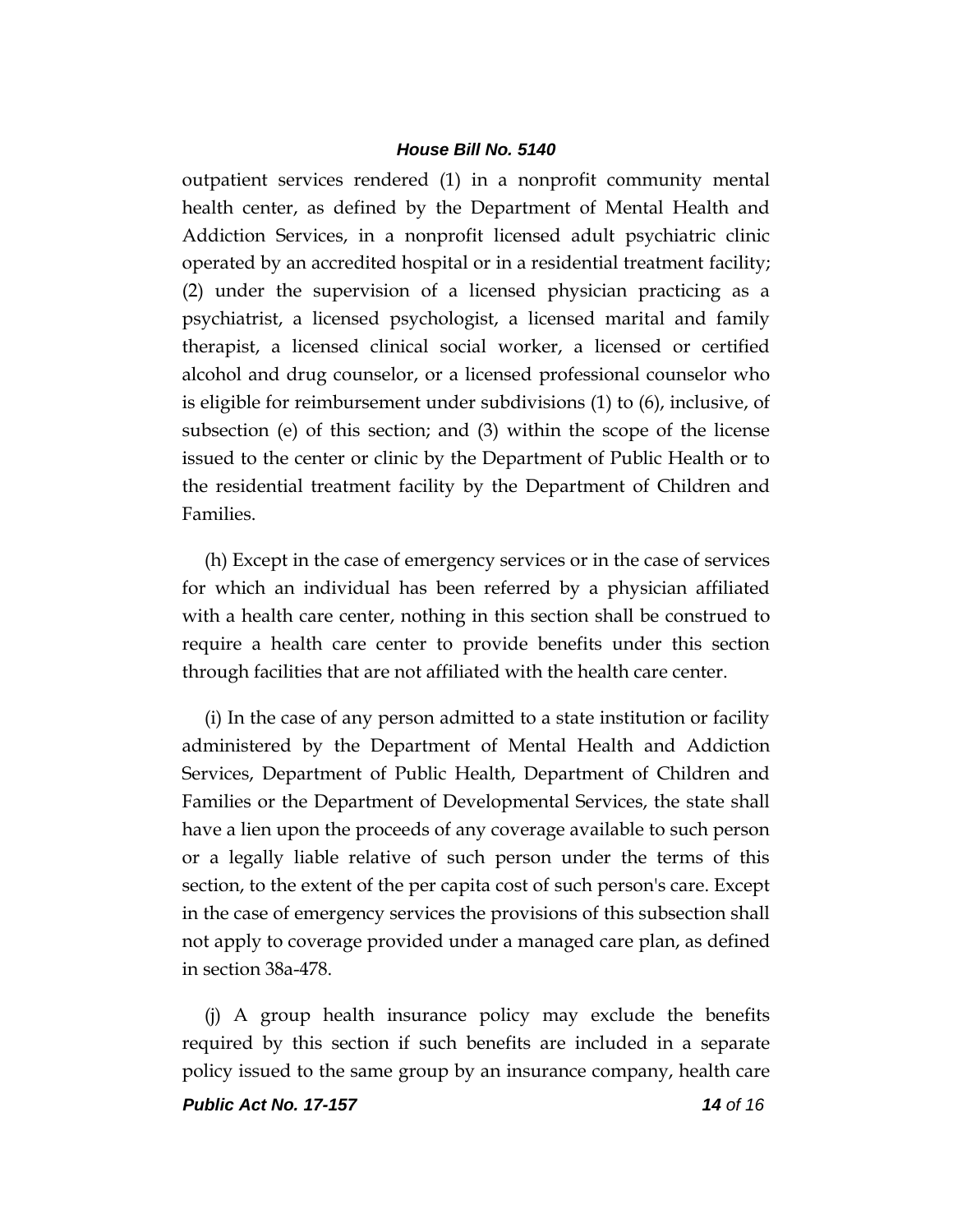outpatient services rendered (1) in a nonprofit community mental health center, as defined by the Department of Mental Health and Addiction Services, in a nonprofit licensed adult psychiatric clinic operated by an accredited hospital or in a residential treatment facility; (2) under the supervision of a licensed physician practicing as a psychiatrist, a licensed psychologist, a licensed marital and family therapist, a licensed clinical social worker, a licensed or certified alcohol and drug counselor, or a licensed professional counselor who is eligible for reimbursement under subdivisions (1) to (6), inclusive, of subsection (e) of this section; and (3) within the scope of the license issued to the center or clinic by the Department of Public Health or to the residential treatment facility by the Department of Children and Families.

(h) Except in the case of emergency services or in the case of services for which an individual has been referred by a physician affiliated with a health care center, nothing in this section shall be construed to require a health care center to provide benefits under this section through facilities that are not affiliated with the health care center.

(i) In the case of any person admitted to a state institution or facility administered by the Department of Mental Health and Addiction Services, Department of Public Health, Department of Children and Families or the Department of Developmental Services, the state shall have a lien upon the proceeds of any coverage available to such person or a legally liable relative of such person under the terms of this section, to the extent of the per capita cost of such person's care. Except in the case of emergency services the provisions of this subsection shall not apply to coverage provided under a managed care plan, as defined in section 38a-478.

(j) A group health insurance policy may exclude the benefits required by this section if such benefits are included in a separate policy issued to the same group by an insurance company, health care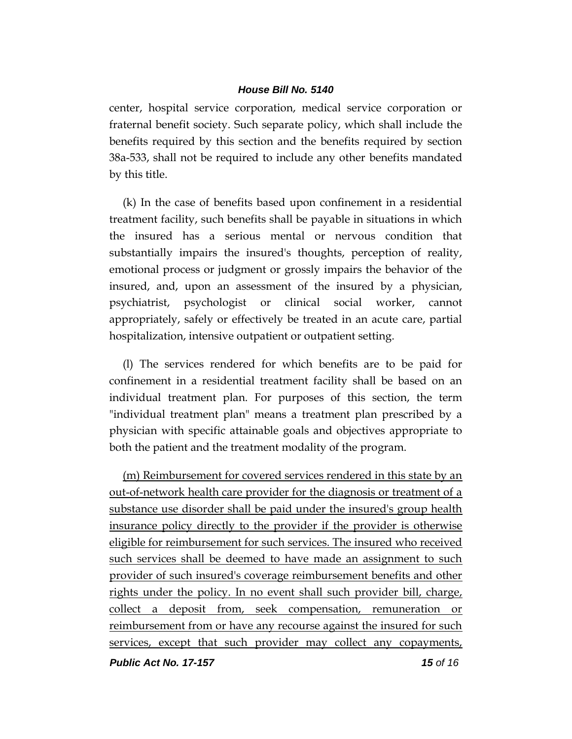center, hospital service corporation, medical service corporation or fraternal benefit society. Such separate policy, which shall include the benefits required by this section and the benefits required by section 38a-533, shall not be required to include any other benefits mandated by this title.

(k) In the case of benefits based upon confinement in a residential treatment facility, such benefits shall be payable in situations in which the insured has a serious mental or nervous condition that substantially impairs the insured's thoughts, perception of reality, emotional process or judgment or grossly impairs the behavior of the insured, and, upon an assessment of the insured by a physician, psychiatrist, psychologist or clinical social worker, cannot appropriately, safely or effectively be treated in an acute care, partial hospitalization, intensive outpatient or outpatient setting.

(l) The services rendered for which benefits are to be paid for confinement in a residential treatment facility shall be based on an individual treatment plan. For purposes of this section, the term "individual treatment plan" means a treatment plan prescribed by a physician with specific attainable goals and objectives appropriate to both the patient and the treatment modality of the program.

<u>(m) Reimbursement for covered services rendered in this state by an out-of-network health care provider for the diagnosis or treatment of a substance use disorder shall be paid under the insured's group health insurance policy directly to the provider if the provider is otherwise eligible for reimbursement for such services. The insured who received such services shall be deemed to have made an assignment to such provider of such insured's coverage reimbursement benefits and other rights under the policy. In no event shall such provider bill, charge, collect a deposit from, seek compensation, remuneration or reimbursement from or have any recourse against the insured for such services, except that such provider may collect any copayments,</u>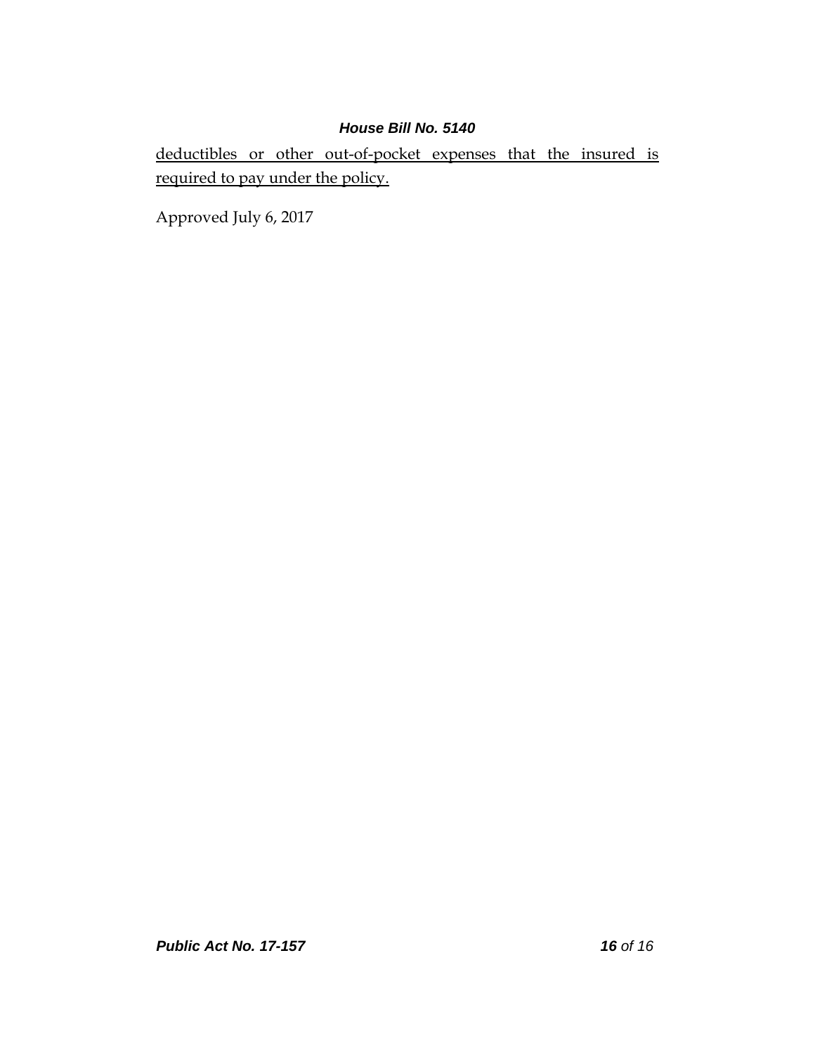<u>deductibles or other out-of-pocket expenses that the insured is required to pay under the policy.</u>

Approved July 6, 2017